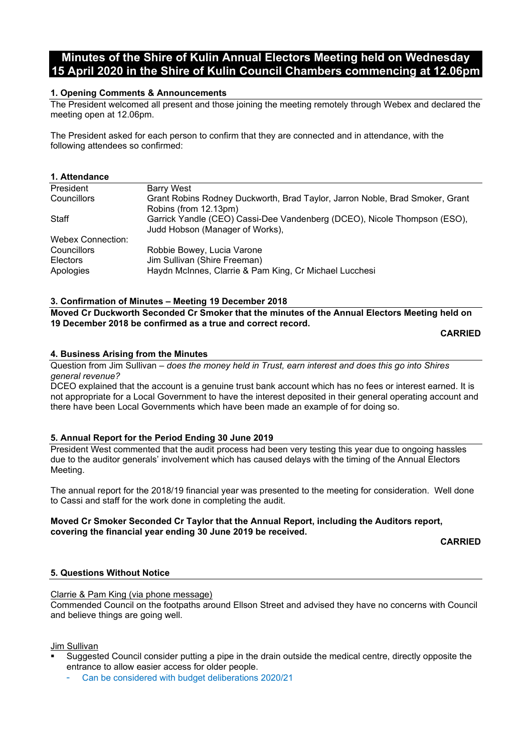# Minutes of the Shire of Kulin Annual Electors Meeting held on Wednesday 15 April 2020 in the Shire of Kulin Council Chambers commencing at 12.06pm

## 1. Opening Comments & Announcements

The President welcomed all present and those joining the meeting remotely through Webex and declared the meeting open at 12.06pm.

The President asked for each person to confirm that they are connected and in attendance, with the following attendees so confirmed:

## 1. Attendance

| | |
|---|---|
| President | Barry West |
| Councillors | Grant Robins Rodney Duckworth, Brad Taylor, Jarron Noble, Brad Smoker, Grant Robins (from 12.13pm) |
| Staff | Garrick Yandle (CEO) Cassi-Dee Vandenberg (DCEO), Nicole Thompson (ESO), Judd Hobson (Manager of Works), |
| Webex Connection: | |
| Councillors | Robbie Bowey, Lucia Varone |
| Electors | Jim Sullivan (Shire Freeman) |
| Apologies | Haydn McInnes, Clarrie & Pam King, Cr Michael Lucchesi |

## 3. Confirmation of Minutes – Meeting 19 December 2018

**Moved Cr Duckworth Seconded Cr Smoker that the minutes of the Annual Electors Meeting held on 19 December 2018 be confirmed as a true and correct record.**

**CARRIED**

## 4. Business Arising from the Minutes

Question from Jim Sullivan – *does the money held in Trust, earn interest and does this go into Shires general revenue?*

DCEO explained that the account is a genuine trust bank account which has no fees or interest earned. It is not appropriate for a Local Government to have the interest deposited in their general operating account and there have been Local Governments which have been made an example of for doing so.

## 5. Annual Report for the Period Ending 30 June 2019

President West commented that the audit process had been very testing this year due to ongoing hassles due to the auditor generals' involvement which has caused delays with the timing of the Annual Electors Meeting.

The annual report for the 2018/19 financial year was presented to the meeting for consideration. Well done to Cassi and staff for the work done in completing the audit.

**Moved Cr Smoker Seconded Cr Taylor that the Annual Report, including the Auditors report, covering the financial year ending 30 June 2019 be received.**

**CARRIED**

## 5. Questions Without Notice

Clarrie & Pam King (via phone message)

Commended Council on the footpaths around Ellson Street and advised they have no concerns with Council and believe things are going well.

Jim Sullivan

- Suggested Council consider putting a pipe in the drain outside the medical centre, directly opposite the entrance to allow easier access for older people.
  - Can be considered with budget deliberations 2020/21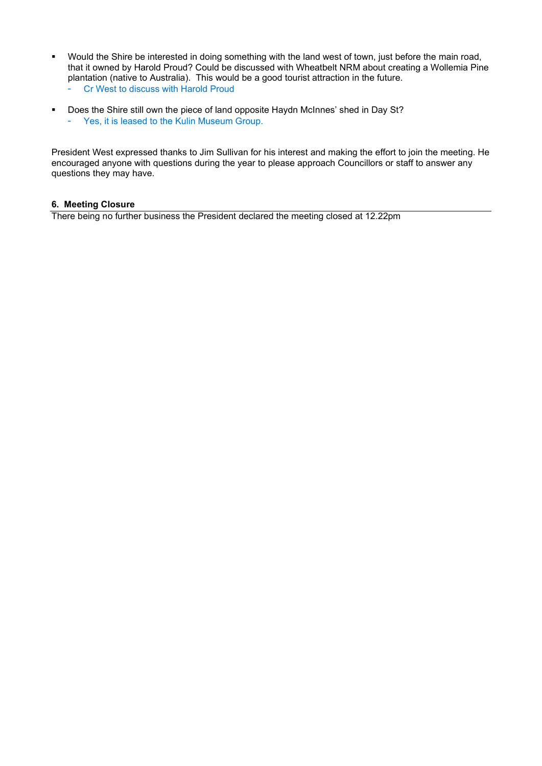- Would the Shire be interested in doing something with the land west of town, just before the main road, that it owned by Harold Proud? Could be discussed with Wheatbelt NRM about creating a Wollemia Pine plantation (native to Australia). This would be a good tourist attraction in the future.
  - Cr West to discuss with Harold Proud

- Does the Shire still own the piece of land opposite Haydn McInnes' shed in Day St?
  - Yes, it is leased to the Kulin Museum Group.

President West expressed thanks to Jim Sullivan for his interest and making the effort to join the meeting. He encouraged anyone with questions during the year to please approach Councillors or staff to answer any questions they may have.

#### 6. Meeting Closure

There being no further business the President declared the meeting closed at 12.22pm